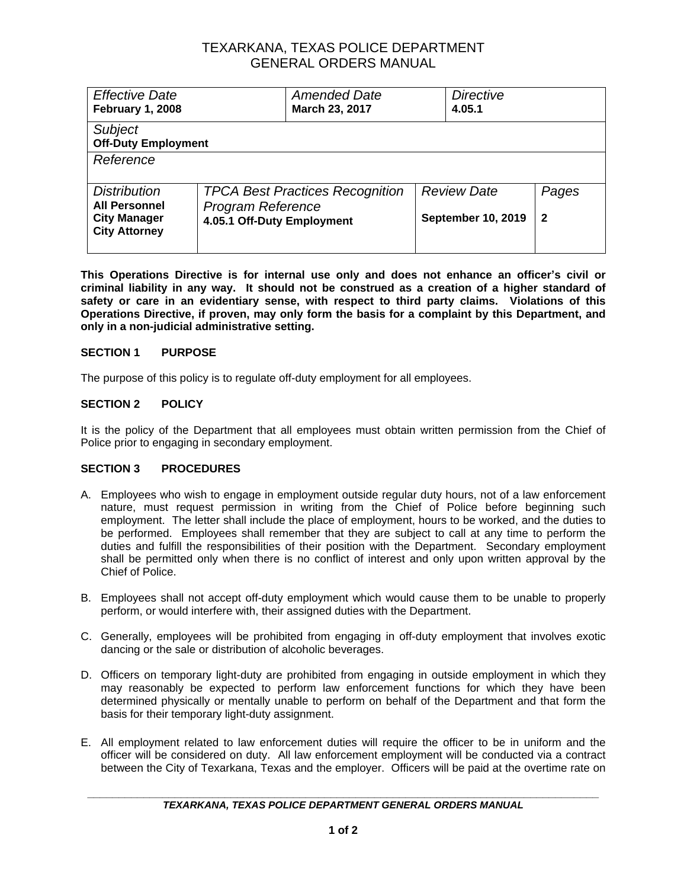# TEXARKANA, TEXAS POLICE DEPARTMENT
# GENERAL ORDERS MANUAL

| *Effective Date* **February 1, 2008** | | *Amended Date* **March 23, 2017** | *Directive* **4.05.1** | |
|---|---|---|---|---|
| *Subject* **Off-Duty Employment** | | | | |
| *Reference* | | | | |
| *Distribution* **All Personnel City Manager City Attorney** | *TPCA Best Practices Recognition Program Reference* **4.05.1 Off-Duty Employment** | | *Review Date* **September 10, 2019** | *Pages* **2** |

**This Operations Directive is for internal use only and does not enhance an officer's civil or criminal liability in any way. It should not be construed as a creation of a higher standard of safety or care in an evidentiary sense, with respect to third party claims. Violations of this Operations Directive, if proven, may only form the basis for a complaint by this Department, and only in a non-judicial administrative setting.**

## SECTION 1 PURPOSE

The purpose of this policy is to regulate off-duty employment for all employees.

## SECTION 2 POLICY

It is the policy of the Department that all employees must obtain written permission from the Chief of Police prior to engaging in secondary employment.

## SECTION 3 PROCEDURES

A. Employees who wish to engage in employment outside regular duty hours, not of a law enforcement nature, must request permission in writing from the Chief of Police before beginning such employment. The letter shall include the place of employment, hours to be worked, and the duties to be performed. Employees shall remember that they are subject to call at any time to perform the duties and fulfill the responsibilities of their position with the Department. Secondary employment shall be permitted only when there is no conflict of interest and only upon written approval by the Chief of Police.

B. Employees shall not accept off-duty employment which would cause them to be unable to properly perform, or would interfere with, their assigned duties with the Department.

C. Generally, employees will be prohibited from engaging in off-duty employment that involves exotic dancing or the sale or distribution of alcoholic beverages.

D. Officers on temporary light-duty are prohibited from engaging in outside employment in which they may reasonably be expected to perform law enforcement functions for which they have been determined physically or mentally unable to perform on behalf of the Department and that form the basis for their temporary light-duty assignment.

E. All employment related to law enforcement duties will require the officer to be in uniform and the officer will be considered on duty. All law enforcement employment will be conducted via a contract between the City of Texarkana, Texas and the employer. Officers will be paid at the overtime rate on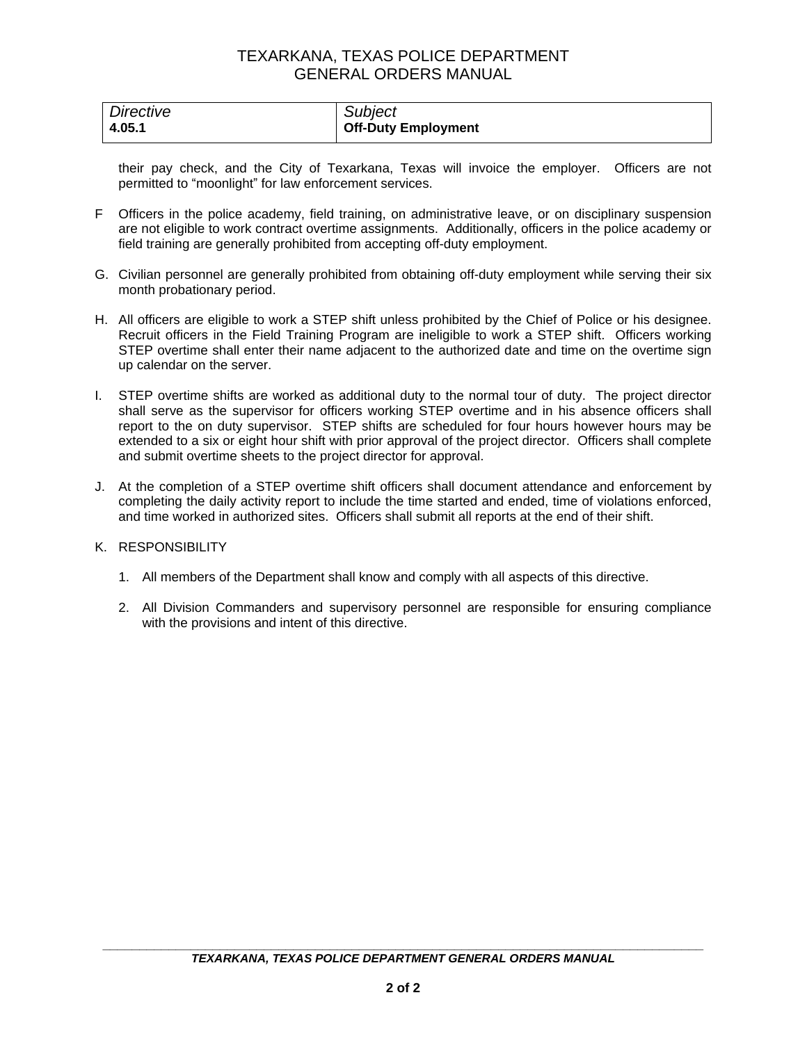| Directive | Subject |
| --- | --- |
| **4.05.1** | **Off-Duty Employment** |

their pay check, and the City of Texarkana, Texas will invoice the employer. Officers are not permitted to "moonlight" for law enforcement services.

F Officers in the police academy, field training, on administrative leave, or on disciplinary suspension are not eligible to work contract overtime assignments. Additionally, officers in the police academy or field training are generally prohibited from accepting off-duty employment.

G. Civilian personnel are generally prohibited from obtaining off-duty employment while serving their six month probationary period.

H. All officers are eligible to work a STEP shift unless prohibited by the Chief of Police or his designee. Recruit officers in the Field Training Program are ineligible to work a STEP shift. Officers working STEP overtime shall enter their name adjacent to the authorized date and time on the overtime sign up calendar on the server.

I. STEP overtime shifts are worked as additional duty to the normal tour of duty. The project director shall serve as the supervisor for officers working STEP overtime and in his absence officers shall report to the on duty supervisor. STEP shifts are scheduled for four hours however hours may be extended to a six or eight hour shift with prior approval of the project director. Officers shall complete and submit overtime sheets to the project director for approval.

J. At the completion of a STEP overtime shift officers shall document attendance and enforcement by completing the daily activity report to include the time started and ended, time of violations enforced, and time worked in authorized sites. Officers shall submit all reports at the end of their shift.

K. RESPONSIBILITY

1. All members of the Department shall know and comply with all aspects of this directive.

2. All Division Commanders and supervisory personnel are responsible for ensuring compliance with the provisions and intent of this directive.